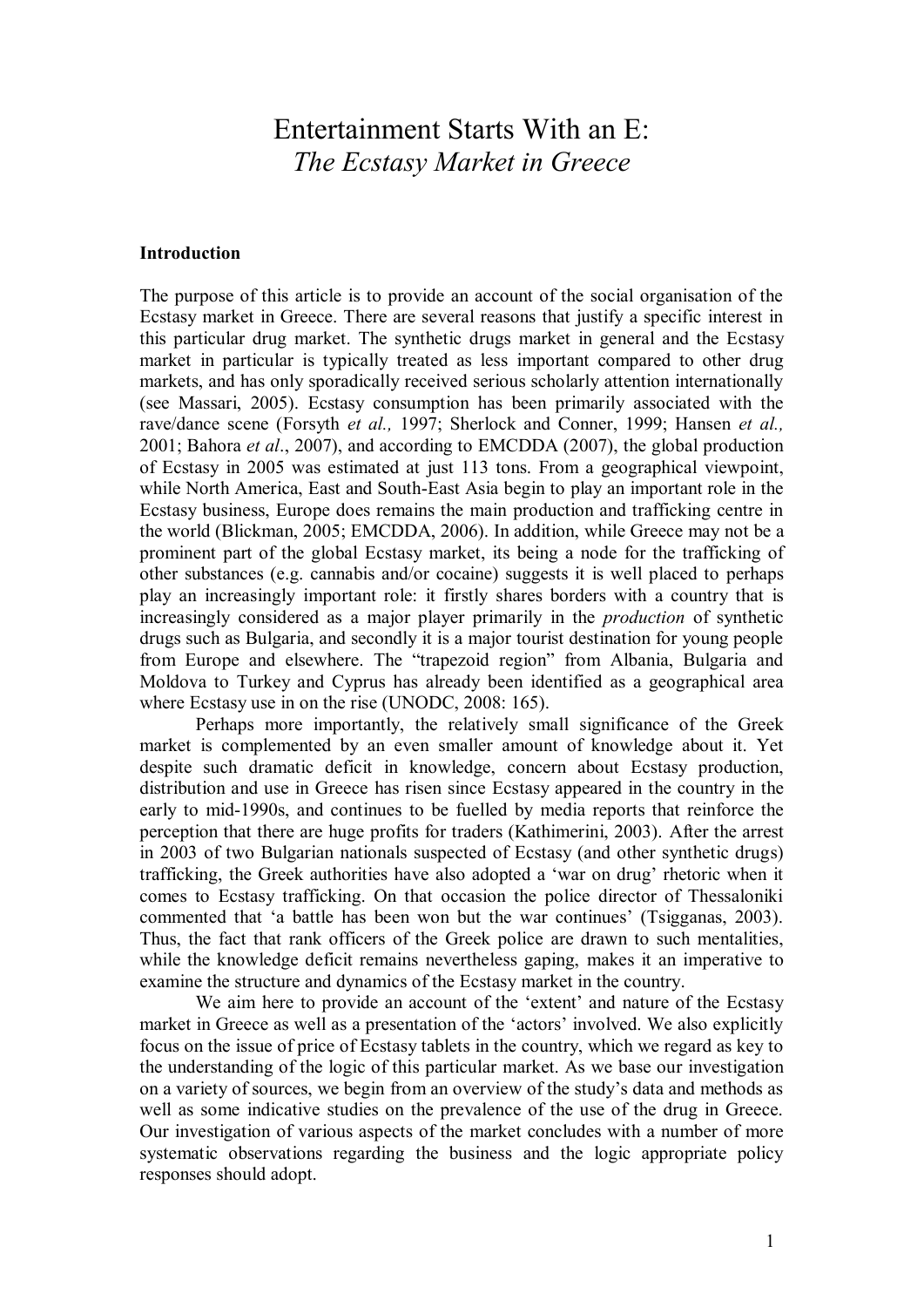# Entertainment Starts With an E:
## *The Ecstasy Market in Greece*

### Introduction

The purpose of this article is to provide an account of the social organisation of the Ecstasy market in Greece. There are several reasons that justify a specific interest in this particular drug market. The synthetic drugs market in general and the Ecstasy market in particular is typically treated as less important compared to other drug markets, and has only sporadically received serious scholarly attention internationally (see Massari, 2005). Ecstasy consumption has been primarily associated with the rave/dance scene (Forsyth *et al.,* 1997; Sherlock and Conner, 1999; Hansen *et al.,* 2001; Bahora *et al*., 2007), and according to EMCDDA (2007), the global production of Ecstasy in 2005 was estimated at just 113 tons. From a geographical viewpoint, while North America, East and South-East Asia begin to play an important role in the Ecstasy business, Europe does remains the main production and trafficking centre in the world (Blickman, 2005; EMCDDA, 2006). In addition, while Greece may not be a prominent part of the global Ecstasy market, its being a node for the trafficking of other substances (e.g. cannabis and/or cocaine) suggests it is well placed to perhaps play an increasingly important role: it firstly shares borders with a country that is increasingly considered as a major player primarily in the *production* of synthetic drugs such as Bulgaria, and secondly it is a major tourist destination for young people from Europe and elsewhere. The "trapezoid region" from Albania, Bulgaria and Moldova to Turkey and Cyprus has already been identified as a geographical area where Ecstasy use in on the rise (UNODC, 2008: 165).

Perhaps more importantly, the relatively small significance of the Greek market is complemented by an even smaller amount of knowledge about it. Yet despite such dramatic deficit in knowledge, concern about Ecstasy production, distribution and use in Greece has risen since Ecstasy appeared in the country in the early to mid-1990s, and continues to be fuelled by media reports that reinforce the perception that there are huge profits for traders (Kathimerini, 2003). After the arrest in 2003 of two Bulgarian nationals suspected of Ecstasy (and other synthetic drugs) trafficking, the Greek authorities have also adopted a 'war on drug' rhetoric when it comes to Ecstasy trafficking. On that occasion the police director of Thessaloniki commented that 'a battle has been won but the war continues' (Tsigganas, 2003). Thus, the fact that rank officers of the Greek police are drawn to such mentalities, while the knowledge deficit remains nevertheless gaping, makes it an imperative to examine the structure and dynamics of the Ecstasy market in the country.

We aim here to provide an account of the 'extent' and nature of the Ecstasy market in Greece as well as a presentation of the 'actors' involved. We also explicitly focus on the issue of price of Ecstasy tablets in the country, which we regard as key to the understanding of the logic of this particular market. As we base our investigation on a variety of sources, we begin from an overview of the study's data and methods as well as some indicative studies on the prevalence of the use of the drug in Greece. Our investigation of various aspects of the market concludes with a number of more systematic observations regarding the business and the logic appropriate policy responses should adopt.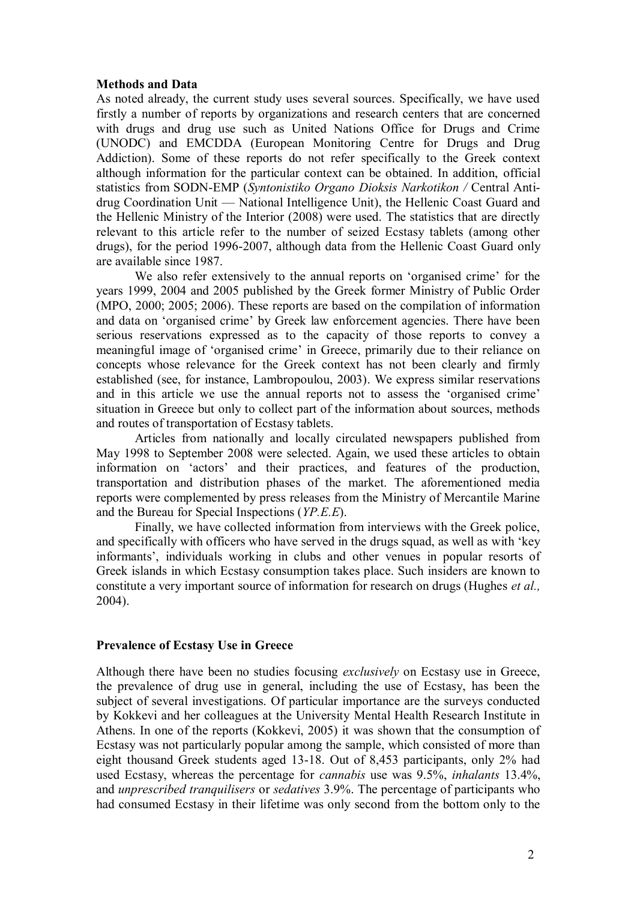**Methods and Data**

As noted already, the current study uses several sources. Specifically, we have used firstly a number of reports by organizations and research centers that are concerned with drugs and drug use such as United Nations Office for Drugs and Crime (UNODC) and EMCDDA (European Monitoring Centre for Drugs and Drug Addiction). Some of these reports do not refer specifically to the Greek context although information for the particular context can be obtained. In addition, official statistics from SODN-EMP (*Syntonistiko Organo Dioksis Narkotikon /* Central Anti-drug Coordination Unit — National Intelligence Unit), the Hellenic Coast Guard and the Hellenic Ministry of the Interior (2008) were used. The statistics that are directly relevant to this article refer to the number of seized Ecstasy tablets (among other drugs), for the period 1996-2007, although data from the Hellenic Coast Guard only are available since 1987.

We also refer extensively to the annual reports on 'organised crime' for the years 1999, 2004 and 2005 published by the Greek former Ministry of Public Order (MPO, 2000; 2005; 2006). These reports are based on the compilation of information and data on 'organised crime' by Greek law enforcement agencies. There have been serious reservations expressed as to the capacity of those reports to convey a meaningful image of 'organised crime' in Greece, primarily due to their reliance on concepts whose relevance for the Greek context has not been clearly and firmly established (see, for instance, Lambropoulou, 2003). We express similar reservations and in this article we use the annual reports not to assess the 'organised crime' situation in Greece but only to collect part of the information about sources, methods and routes of transportation of Ecstasy tablets.

Articles from nationally and locally circulated newspapers published from May 1998 to September 2008 were selected. Again, we used these articles to obtain information on 'actors' and their practices, and features of the production, transportation and distribution phases of the market. The aforementioned media reports were complemented by press releases from the Ministry of Mercantile Marine and the Bureau for Special Inspections (*YP.E.E*).

Finally, we have collected information from interviews with the Greek police, and specifically with officers who have served in the drugs squad, as well as with 'key informants', individuals working in clubs and other venues in popular resorts of Greek islands in which Ecstasy consumption takes place. Such insiders are known to constitute a very important source of information for research on drugs (Hughes *et al.,* 2004).

**Prevalence of Ecstasy Use in Greece**

Although there have been no studies focusing *exclusively* on Ecstasy use in Greece, the prevalence of drug use in general, including the use of Ecstasy, has been the subject of several investigations. Of particular importance are the surveys conducted by Kokkevi and her colleagues at the University Mental Health Research Institute in Athens. In one of the reports (Kokkevi, 2005) it was shown that the consumption of Ecstasy was not particularly popular among the sample, which consisted of more than eight thousand Greek students aged 13-18. Out of 8,453 participants, only 2% had used Ecstasy, whereas the percentage for *cannabis* use was 9.5%, *inhalants* 13.4%, and *unprescribed tranquilisers* or *sedatives* 3.9%. The percentage of participants who had consumed Ecstasy in their lifetime was only second from the bottom only to the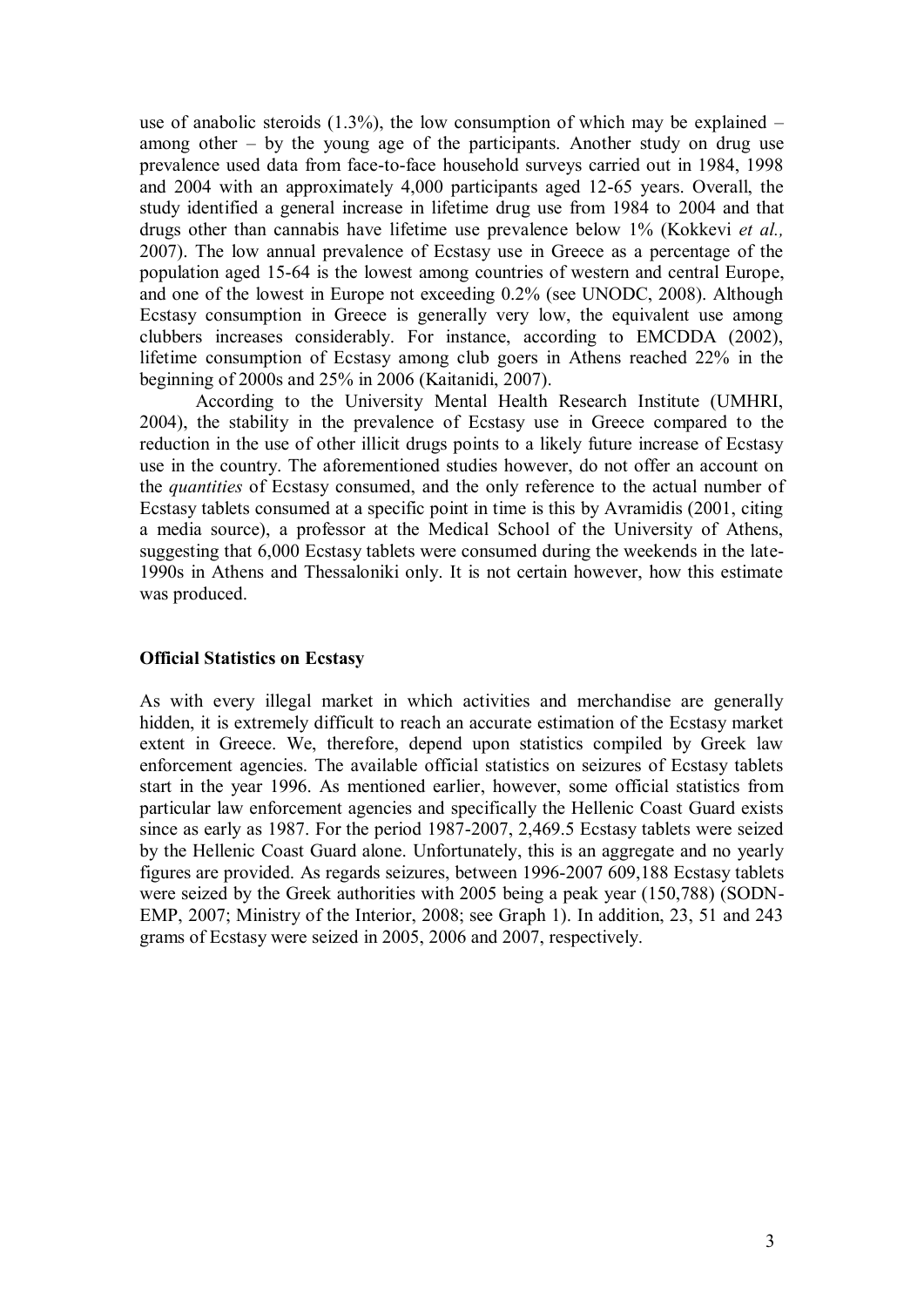use of anabolic steroids (1.3%), the low consumption of which may be explained – among other – by the young age of the participants. Another study on drug use prevalence used data from face-to-face household surveys carried out in 1984, 1998 and 2004 with an approximately 4,000 participants aged 12-65 years. Overall, the study identified a general increase in lifetime drug use from 1984 to 2004 and that drugs other than cannabis have lifetime use prevalence below 1% (Kokkevi *et al.,* 2007). The low annual prevalence of Ecstasy use in Greece as a percentage of the population aged 15-64 is the lowest among countries of western and central Europe, and one of the lowest in Europe not exceeding 0.2% (see UNODC, 2008). Although Ecstasy consumption in Greece is generally very low, the equivalent use among clubbers increases considerably. For instance, according to EMCDDA (2002), lifetime consumption of Ecstasy among club goers in Athens reached 22% in the beginning of 2000s and 25% in 2006 (Kaitanidi, 2007).

According to the University Mental Health Research Institute (UMHRI, 2004), the stability in the prevalence of Ecstasy use in Greece compared to the reduction in the use of other illicit drugs points to a likely future increase of Ecstasy use in the country. The aforementioned studies however, do not offer an account on the *quantities* of Ecstasy consumed, and the only reference to the actual number of Ecstasy tablets consumed at a specific point in time is this by Avramidis (2001, citing a media source), a professor at the Medical School of the University of Athens, suggesting that 6,000 Ecstasy tablets were consumed during the weekends in the late-1990s in Athens and Thessaloniki only. It is not certain however, how this estimate was produced.

**Official Statistics on Ecstasy**

As with every illegal market in which activities and merchandise are generally hidden, it is extremely difficult to reach an accurate estimation of the Ecstasy market extent in Greece. We, therefore, depend upon statistics compiled by Greek law enforcement agencies. The available official statistics on seizures of Ecstasy tablets start in the year 1996. As mentioned earlier, however, some official statistics from particular law enforcement agencies and specifically the Hellenic Coast Guard exists since as early as 1987. For the period 1987-2007, 2,469.5 Ecstasy tablets were seized by the Hellenic Coast Guard alone. Unfortunately, this is an aggregate and no yearly figures are provided. As regards seizures, between 1996-2007 609,188 Ecstasy tablets were seized by the Greek authorities with 2005 being a peak year (150,788) (SODN-EMP, 2007; Ministry of the Interior, 2008; see Graph 1). In addition, 23, 51 and 243 grams of Ecstasy were seized in 2005, 2006 and 2007, respectively.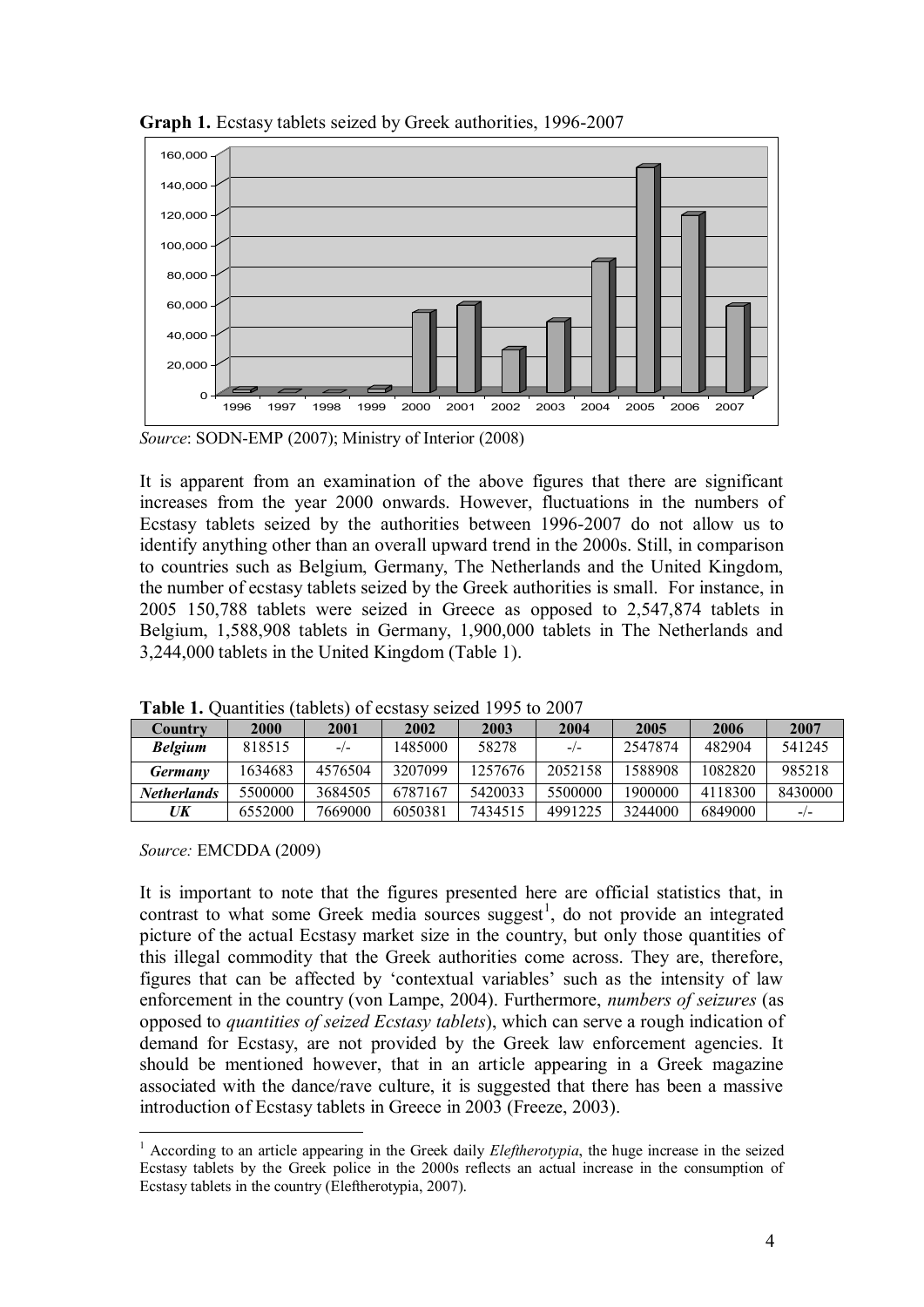**Graph 1.** Ecstasy tablets seized by Greek authorities, 1996-2007

*Source*: SODN-EMP (2007); Ministry of Interior (2008)

It is apparent from an examination of the above figures that there are significant increases from the year 2000 onwards. However, fluctuations in the numbers of Ecstasy tablets seized by the authorities between 1996-2007 do not allow us to identify anything other than an overall upward trend in the 2000s. Still, in comparison to countries such as Belgium, Germany, The Netherlands and the United Kingdom, the number of ecstasy tablets seized by the Greek authorities is small. For instance, in 2005 150,788 tablets were seized in Greece as opposed to 2,547,874 tablets in Belgium, 1,588,908 tablets in Germany, 1,900,000 tablets in The Netherlands and 3,244,000 tablets in the United Kingdom (Table 1).

**Table 1.** Quantities (tablets) of ecstasy seized 1995 to 2007

| Country | 2000 | 2001 | 2002 | 2003 | 2004 | 2005 | 2006 | 2007 |
|---|---|---|---|---|---|---|---|---|
| ***Belgium*** | 818515 | -/- | 1485000 | 58278 | -/- | 2547874 | 482904 | 541245 |
| ***Germany*** | 1634683 | 4576504 | 3207099 | 1257676 | 2052158 | 1588908 | 1082820 | 985218 |
| ***Netherlands*** | 5500000 | 3684505 | 6787167 | 5420033 | 5500000 | 1900000 | 4118300 | 8430000 |
| ***UK*** | 6552000 | 7669000 | 6050381 | 7434515 | 4991225 | 3244000 | 6849000 | -/- |

*Source:* EMCDDA (2009)

It is important to note that the figures presented here are official statistics that, in contrast to what some Greek media sources suggest[1], do not provide an integrated picture of the actual Ecstasy market size in the country, but only those quantities of this illegal commodity that the Greek authorities come across. They are, therefore, figures that can be affected by 'contextual variables' such as the intensity of law enforcement in the country (von Lampe, 2004). Furthermore, *numbers of seizures* (as opposed to *quantities of seized Ecstasy tablets*), which can serve a rough indication of demand for Ecstasy, are not provided by the Greek law enforcement agencies. It should be mentioned however, that in an article appearing in a Greek magazine associated with the dance/rave culture, it is suggested that there has been a massive introduction of Ecstasy tablets in Greece in 2003 (Freeze, 2003).

[1] According to an article appearing in the Greek daily *Eleftherotypia*, the huge increase in the seized Ecstasy tablets by the Greek police in the 2000s reflects an actual increase in the consumption of Ecstasy tablets in the country (Eleftherotypia, 2007).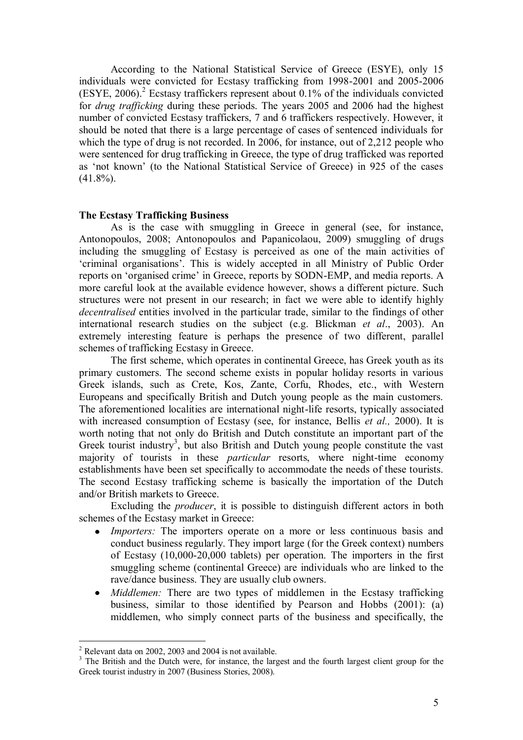According to the National Statistical Service of Greece (ESYE), only 15 individuals were convicted for Ecstasy trafficking from 1998-2001 and 2005-2006 (ESYE, 2006).[2] Ecstasy traffickers represent about 0.1% of the individuals convicted for *drug trafficking* during these periods. The years 2005 and 2006 had the highest number of convicted Ecstasy traffickers, 7 and 6 traffickers respectively. However, it should be noted that there is a large percentage of cases of sentenced individuals for which the type of drug is not recorded. In 2006, for instance, out of 2,212 people who were sentenced for drug trafficking in Greece, the type of drug trafficked was reported as 'not known' (to the National Statistical Service of Greece) in 925 of the cases (41.8%).

**The Ecstasy Trafficking Business**

As is the case with smuggling in Greece in general (see, for instance, Antonopoulos, 2008; Antonopoulos and Papanicolaou, 2009) smuggling of drugs including the smuggling of Ecstasy is perceived as one of the main activities of 'criminal organisations'. This is widely accepted in all Ministry of Public Order reports on 'organised crime' in Greece, reports by SODN-EMP, and media reports. A more careful look at the available evidence however, shows a different picture. Such structures were not present in our research; in fact we were able to identify highly *decentralised* entities involved in the particular trade, similar to the findings of other international research studies on the subject (e.g. Blickman *et al*., 2003). An extremely interesting feature is perhaps the presence of two different, parallel schemes of trafficking Ecstasy in Greece.

The first scheme, which operates in continental Greece, has Greek youth as its primary customers. The second scheme exists in popular holiday resorts in various Greek islands, such as Crete, Kos, Zante, Corfu, Rhodes, etc., with Western Europeans and specifically British and Dutch young people as the main customers. The aforementioned localities are international night-life resorts, typically associated with increased consumption of Ecstasy (see, for instance, Bellis *et al.,* 2000). It is worth noting that not only do British and Dutch constitute an important part of the Greek tourist industry[3], but also British and Dutch young people constitute the vast majority of tourists in these *particular* resorts, where night-time economy establishments have been set specifically to accommodate the needs of these tourists. The second Ecstasy trafficking scheme is basically the importation of the Dutch and/or British markets to Greece.

Excluding the *producer*, it is possible to distinguish different actors in both schemes of the Ecstasy market in Greece:

- *Importers:* The importers operate on a more or less continuous basis and conduct business regularly. They import large (for the Greek context) numbers of Ecstasy (10,000-20,000 tablets) per operation. The importers in the first smuggling scheme (continental Greece) are individuals who are linked to the rave/dance business. They are usually club owners.
- *Middlemen:* There are two types of middlemen in the Ecstasy trafficking business, similar to those identified by Pearson and Hobbs (2001): (a) middlemen, who simply connect parts of the business and specifically, the

[2] Relevant data on 2002, 2003 and 2004 is not available.

[3] The British and the Dutch were, for instance, the largest and the fourth largest client group for the Greek tourist industry in 2007 (Business Stories, 2008).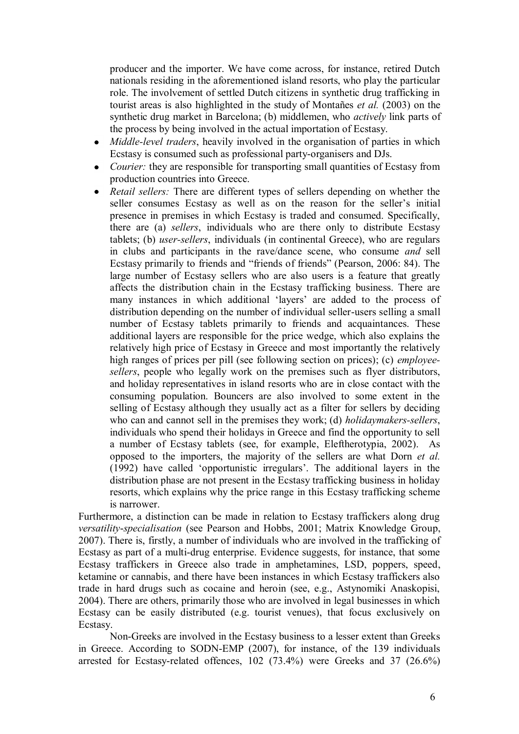producer and the importer. We have come across, for instance, retired Dutch nationals residing in the aforementioned island resorts, who play the particular role. The involvement of settled Dutch citizens in synthetic drug trafficking in tourist areas is also highlighted in the study of Montañes *et al.* (2003) on the synthetic drug market in Barcelona; (b) middlemen, who *actively* link parts of the process by being involved in the actual importation of Ecstasy.

- *Middle-level traders*, heavily involved in the organisation of parties in which Ecstasy is consumed such as professional party-organisers and DJs.
- *Courier:* they are responsible for transporting small quantities of Ecstasy from production countries into Greece.
- *Retail sellers:* There are different types of sellers depending on whether the seller consumes Ecstasy as well as on the reason for the seller's initial presence in premises in which Ecstasy is traded and consumed. Specifically, there are (a) *sellers*, individuals who are there only to distribute Ecstasy tablets; (b) *user-sellers*, individuals (in continental Greece), who are regulars in clubs and participants in the rave/dance scene, who consume *and* sell Ecstasy primarily to friends and "friends of friends" (Pearson, 2006: 84). The large number of Ecstasy sellers who are also users is a feature that greatly affects the distribution chain in the Ecstasy trafficking business. There are many instances in which additional 'layers' are added to the process of distribution depending on the number of individual seller-users selling a small number of Ecstasy tablets primarily to friends and acquaintances. These additional layers are responsible for the price wedge, which also explains the relatively high price of Ecstasy in Greece and most importantly the relatively high ranges of prices per pill (see following section on prices); (c) *employee-sellers*, people who legally work on the premises such as flyer distributors, and holiday representatives in island resorts who are in close contact with the consuming population. Bouncers are also involved to some extent in the selling of Ecstasy although they usually act as a filter for sellers by deciding who can and cannot sell in the premises they work; (d) *holidaymakers-sellers*, individuals who spend their holidays in Greece and find the opportunity to sell a number of Ecstasy tablets (see, for example, Eleftherotypia, 2002). As opposed to the importers, the majority of the sellers are what Dorn *et al.* (1992) have called 'opportunistic irregulars'. The additional layers in the distribution phase are not present in the Ecstasy trafficking business in holiday resorts, which explains why the price range in this Ecstasy trafficking scheme is narrower.

Furthermore, a distinction can be made in relation to Ecstasy traffickers along drug *versatility-specialisation* (see Pearson and Hobbs, 2001; Matrix Knowledge Group, 2007). There is, firstly, a number of individuals who are involved in the trafficking of Ecstasy as part of a multi-drug enterprise. Evidence suggests, for instance, that some Ecstasy traffickers in Greece also trade in amphetamines, LSD, poppers, speed, ketamine or cannabis, and there have been instances in which Ecstasy traffickers also trade in hard drugs such as cocaine and heroin (see, e.g., Astynomiki Anaskopisi, 2004). There are others, primarily those who are involved in legal businesses in which Ecstasy can be easily distributed (e.g. tourist venues), that focus exclusively on Ecstasy.

Non-Greeks are involved in the Ecstasy business to a lesser extent than Greeks in Greece. According to SODN-EMP (2007), for instance, of the 139 individuals arrested for Ecstasy-related offences, 102 (73.4%) were Greeks and 37 (26.6%)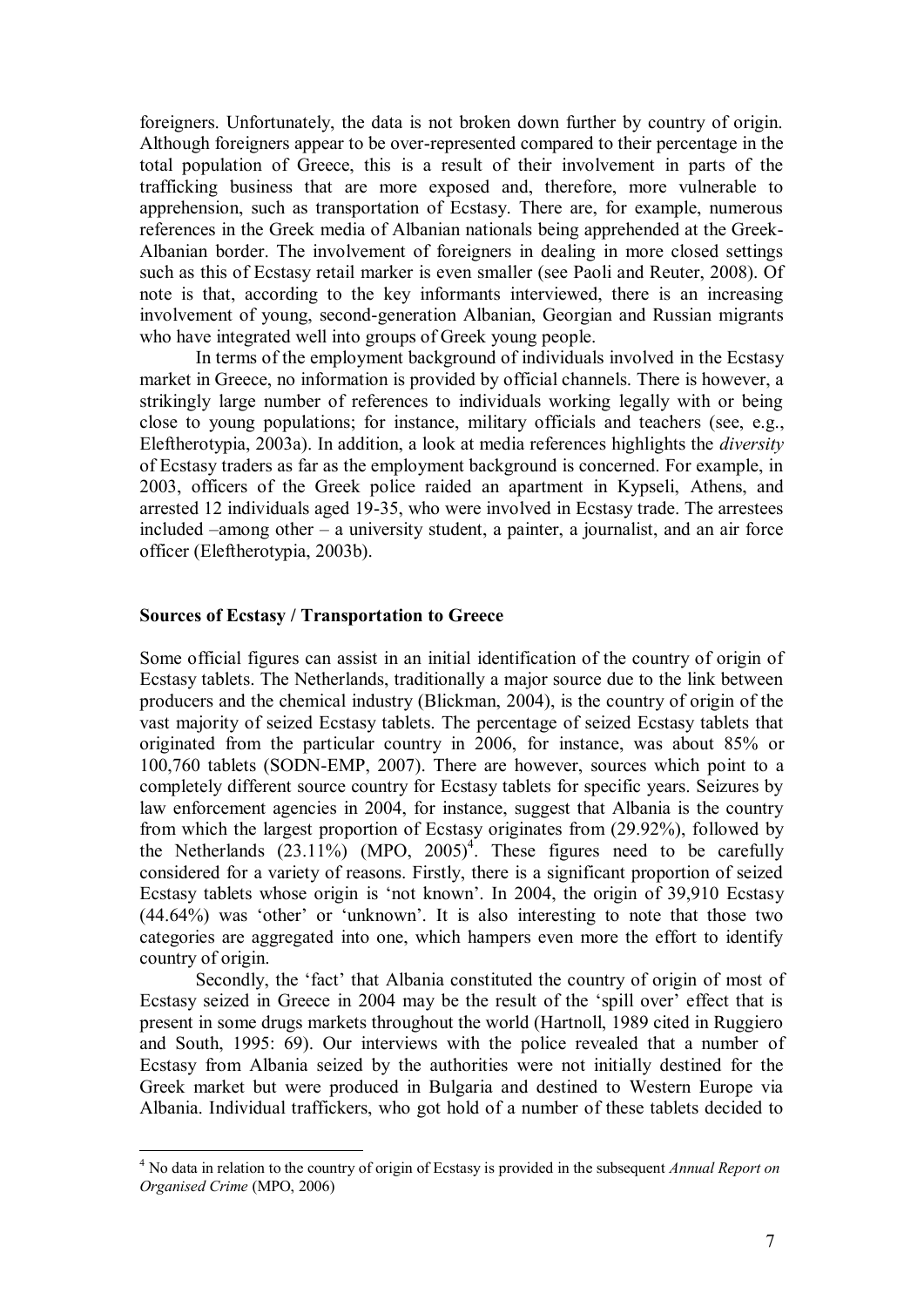foreigners. Unfortunately, the data is not broken down further by country of origin. Although foreigners appear to be over-represented compared to their percentage in the total population of Greece, this is a result of their involvement in parts of the trafficking business that are more exposed and, therefore, more vulnerable to apprehension, such as transportation of Ecstasy. There are, for example, numerous references in the Greek media of Albanian nationals being apprehended at the Greek-Albanian border. The involvement of foreigners in dealing in more closed settings such as this of Ecstasy retail marker is even smaller (see Paoli and Reuter, 2008). Of note is that, according to the key informants interviewed, there is an increasing involvement of young, second-generation Albanian, Georgian and Russian migrants who have integrated well into groups of Greek young people.

In terms of the employment background of individuals involved in the Ecstasy market in Greece, no information is provided by official channels. There is however, a strikingly large number of references to individuals working legally with or being close to young populations; for instance, military officials and teachers (see, e.g., Eleftherotypia, 2003a). In addition, a look at media references highlights the *diversity* of Ecstasy traders as far as the employment background is concerned. For example, in 2003, officers of the Greek police raided an apartment in Kypseli, Athens, and arrested 12 individuals aged 19-35, who were involved in Ecstasy trade. The arrestees included –among other – a university student, a painter, a journalist, and an air force officer (Eleftherotypia, 2003b).

**Sources of Ecstasy / Transportation to Greece**

Some official figures can assist in an initial identification of the country of origin of Ecstasy tablets. The Netherlands, traditionally a major source due to the link between producers and the chemical industry (Blickman, 2004), is the country of origin of the vast majority of seized Ecstasy tablets. The percentage of seized Ecstasy tablets that originated from the particular country in 2006, for instance, was about 85% or 100,760 tablets (SODN-EMP, 2007). There are however, sources which point to a completely different source country for Ecstasy tablets for specific years. Seizures by law enforcement agencies in 2004, for instance, suggest that Albania is the country from which the largest proportion of Ecstasy originates from (29.92%), followed by the Netherlands (23.11%) (MPO, 2005)[4]. These figures need to be carefully considered for a variety of reasons. Firstly, there is a significant proportion of seized Ecstasy tablets whose origin is 'not known'. In 2004, the origin of 39,910 Ecstasy (44.64%) was 'other' or 'unknown'. It is also interesting to note that those two categories are aggregated into one, which hampers even more the effort to identify country of origin.

Secondly, the 'fact' that Albania constituted the country of origin of most of Ecstasy seized in Greece in 2004 may be the result of the 'spill over' effect that is present in some drugs markets throughout the world (Hartnoll, 1989 cited in Ruggiero and South, 1995: 69). Our interviews with the police revealed that a number of Ecstasy from Albania seized by the authorities were not initially destined for the Greek market but were produced in Bulgaria and destined to Western Europe via Albania. Individual traffickers, who got hold of a number of these tablets decided to

[4] No data in relation to the country of origin of Ecstasy is provided in the subsequent *Annual Report on Organised Crime* (MPO, 2006)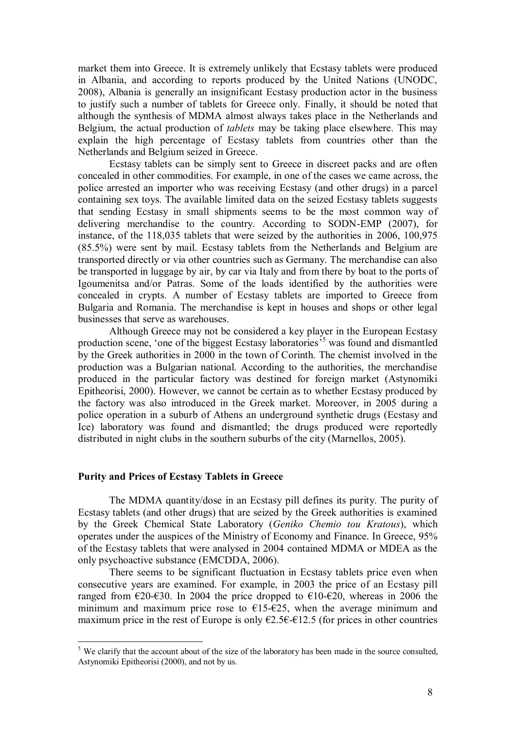market them into Greece. It is extremely unlikely that Ecstasy tablets were produced in Albania, and according to reports produced by the United Nations (UNODC, 2008), Albania is generally an insignificant Ecstasy production actor in the business to justify such a number of tablets for Greece only. Finally, it should be noted that although the synthesis of MDMA almost always takes place in the Netherlands and Belgium, the actual production of *tablets* may be taking place elsewhere. This may explain the high percentage of Ecstasy tablets from countries other than the Netherlands and Belgium seized in Greece.

Ecstasy tablets can be simply sent to Greece in discreet packs and are often concealed in other commodities. For example, in one of the cases we came across, the police arrested an importer who was receiving Ecstasy (and other drugs) in a parcel containing sex toys. The available limited data on the seized Ecstasy tablets suggests that sending Ecstasy in small shipments seems to be the most common way of delivering merchandise to the country. According to SODN-EMP (2007), for instance, of the 118,035 tablets that were seized by the authorities in 2006, 100,975 (85.5%) were sent by mail. Ecstasy tablets from the Netherlands and Belgium are transported directly or via other countries such as Germany. The merchandise can also be transported in luggage by air, by car via Italy and from there by boat to the ports of Igoumenitsa and/or Patras. Some of the loads identified by the authorities were concealed in crypts. A number of Ecstasy tablets are imported to Greece from Bulgaria and Romania. The merchandise is kept in houses and shops or other legal businesses that serve as warehouses.

Although Greece may not be considered a key player in the European Ecstasy production scene, 'one of the biggest Ecstasy laboratories'[5] was found and dismantled by the Greek authorities in 2000 in the town of Corinth. The chemist involved in the production was a Bulgarian national. According to the authorities, the merchandise produced in the particular factory was destined for foreign market (Astynomiki Epitheorisi, 2000). However, we cannot be certain as to whether Ecstasy produced by the factory was also introduced in the Greek market. Moreover, in 2005 during a police operation in a suburb of Athens an underground synthetic drugs (Ecstasy and Ice) laboratory was found and dismantled; the drugs produced were reportedly distributed in night clubs in the southern suburbs of the city (Marnellos, 2005).

### Purity and Prices of Ecstasy Tablets in Greece

The MDMA quantity/dose in an Ecstasy pill defines its purity. The purity of Ecstasy tablets (and other drugs) that are seized by the Greek authorities is examined by the Greek Chemical State Laboratory (*Geniko Chemio tou Kratous*), which operates under the auspices of the Ministry of Economy and Finance. In Greece, 95% of the Ecstasy tablets that were analysed in 2004 contained MDMA or MDEA as the only psychoactive substance (EMCDDA, 2006).

There seems to be significant fluctuation in Ecstasy tablets price even when consecutive years are examined. For example, in 2003 the price of an Ecstasy pill ranged from €20-€30. In 2004 the price dropped to €10-€20, whereas in 2006 the minimum and maximum price rose to €15-€25, when the average minimum and maximum price in the rest of Europe is only €2.5€-€12.5 (for prices in other countries

---

[5] We clarify that the account about of the size of the laboratory has been made in the source consulted, Astynomiki Epitheorisi (2000), and not by us.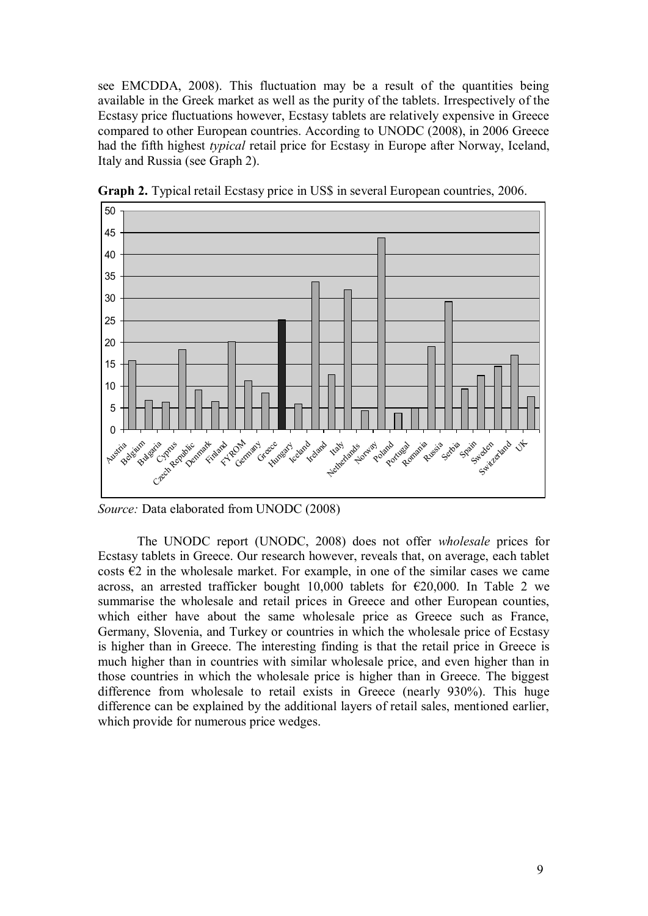see EMCDDA, 2008). This fluctuation may be a result of the quantities being available in the Greek market as well as the purity of the tablets. Irrespectively of the Ecstasy price fluctuations however, Ecstasy tablets are relatively expensive in Greece compared to other European countries. According to UNODC (2008), in 2006 Greece had the fifth highest *typical* retail price for Ecstasy in Europe after Norway, Iceland, Italy and Russia (see Graph 2).

**Graph 2.** Typical retail Ecstasy price in US$ in several European countries, 2006.

*Source:* Data elaborated from UNODC (2008)

The UNODC report (UNODC, 2008) does not offer *wholesale* prices for Ecstasy tablets in Greece. Our research however, reveals that, on average, each tablet costs €2 in the wholesale market. For example, in one of the similar cases we came across, an arrested trafficker bought 10,000 tablets for €20,000. In Table 2 we summarise the wholesale and retail prices in Greece and other European counties, which either have about the same wholesale price as Greece such as France, Germany, Slovenia, and Turkey or countries in which the wholesale price of Ecstasy is higher than in Greece. The interesting finding is that the retail price in Greece is much higher than in countries with similar wholesale price, and even higher than in those countries in which the wholesale price is higher than in Greece. The biggest difference from wholesale to retail exists in Greece (nearly 930%). This huge difference can be explained by the additional layers of retail sales, mentioned earlier, which provide for numerous price wedges.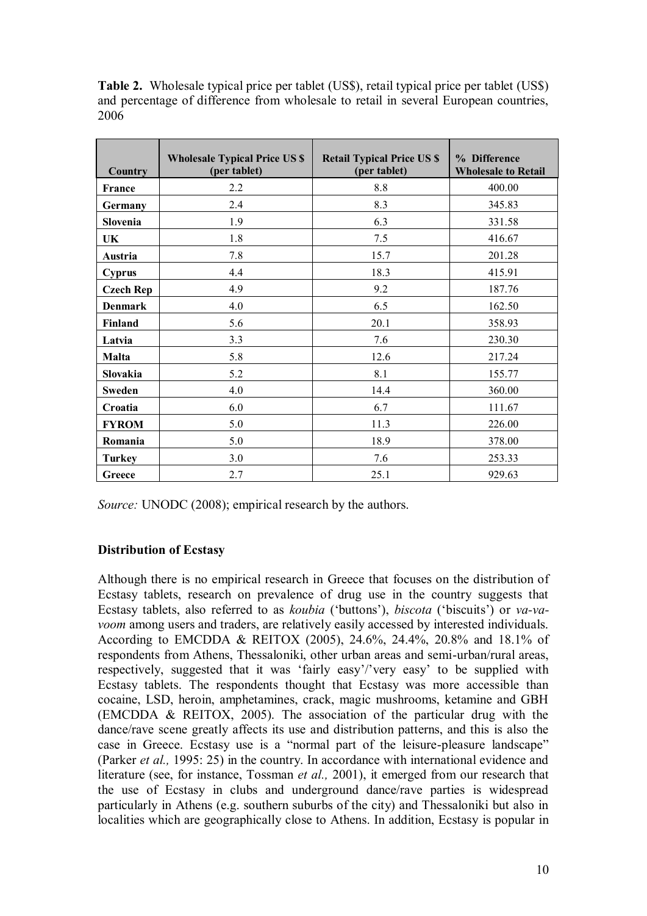**Table 2.** Wholesale typical price per tablet (US$), retail typical price per tablet (US$) and percentage of difference from wholesale to retail in several European countries, 2006

| Country | Wholesale Typical Price US $ (per tablet) | Retail Typical Price US $ (per tablet) | % Difference Wholesale to Retail |
|---|---|---|---|
| **France** | 2.2 | 8.8 | 400.00 |
| **Germany** | 2.4 | 8.3 | 345.83 |
| **Slovenia** | 1.9 | 6.3 | 331.58 |
| **UK** | 1.8 | 7.5 | 416.67 |
| **Austria** | 7.8 | 15.7 | 201.28 |
| **Cyprus** | 4.4 | 18.3 | 415.91 |
| **Czech Rep** | 4.9 | 9.2 | 187.76 |
| **Denmark** | 4.0 | 6.5 | 162.50 |
| **Finland** | 5.6 | 20.1 | 358.93 |
| **Latvia** | 3.3 | 7.6 | 230.30 |
| **Malta** | 5.8 | 12.6 | 217.24 |
| **Slovakia** | 5.2 | 8.1 | 155.77 |
| **Sweden** | 4.0 | 14.4 | 360.00 |
| **Croatia** | 6.0 | 6.7 | 111.67 |
| **FYROM** | 5.0 | 11.3 | 226.00 |
| **Romania** | 5.0 | 18.9 | 378.00 |
| **Turkey** | 3.0 | 7.6 | 253.33 |
| **Greece** | 2.7 | 25.1 | 929.63 |

*Source:* UNODC (2008); empirical research by the authors.

### Distribution of Ecstasy

Although there is no empirical research in Greece that focuses on the distribution of Ecstasy tablets, research on prevalence of drug use in the country suggests that Ecstasy tablets, also referred to as *koubia* ('buttons'), *biscota* ('biscuits') or *va-va-voom* among users and traders, are relatively easily accessed by interested individuals. According to EMCDDA & REITOX (2005), 24.6%, 24.4%, 20.8% and 18.1% of respondents from Athens, Thessaloniki, other urban areas and semi-urban/rural areas, respectively, suggested that it was 'fairly easy'/'very easy' to be supplied with Ecstasy tablets. The respondents thought that Ecstasy was more accessible than cocaine, LSD, heroin, amphetamines, crack, magic mushrooms, ketamine and GBH (EMCDDA & REITOX, 2005). The association of the particular drug with the dance/rave scene greatly affects its use and distribution patterns, and this is also the case in Greece. Ecstasy use is a "normal part of the leisure-pleasure landscape" (Parker *et al.,* 1995: 25) in the country. In accordance with international evidence and literature (see, for instance, Tossman *et al.,* 2001), it emerged from our research that the use of Ecstasy in clubs and underground dance/rave parties is widespread particularly in Athens (e.g. southern suburbs of the city) and Thessaloniki but also in localities which are geographically close to Athens. In addition, Ecstasy is popular in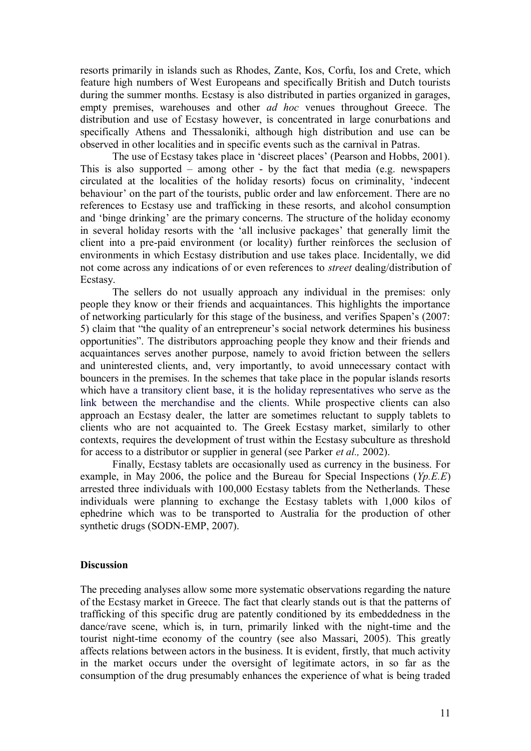resorts primarily in islands such as Rhodes, Zante, Kos, Corfu, Ios and Crete, which feature high numbers of West Europeans and specifically British and Dutch tourists during the summer months. Ecstasy is also distributed in parties organized in garages, empty premises, warehouses and other *ad hoc* venues throughout Greece. The distribution and use of Ecstasy however, is concentrated in large conurbations and specifically Athens and Thessaloniki, although high distribution and use can be observed in other localities and in specific events such as the carnival in Patras.

The use of Ecstasy takes place in 'discreet places' (Pearson and Hobbs, 2001). This is also supported – among other - by the fact that media (e.g. newspapers circulated at the localities of the holiday resorts) focus on criminality, 'indecent behaviour' on the part of the tourists, public order and law enforcement. There are no references to Ecstasy use and trafficking in these resorts, and alcohol consumption and 'binge drinking' are the primary concerns. The structure of the holiday economy in several holiday resorts with the 'all inclusive packages' that generally limit the client into a pre-paid environment (or locality) further reinforces the seclusion of environments in which Ecstasy distribution and use takes place. Incidentally, we did not come across any indications of or even references to *street* dealing/distribution of Ecstasy.

The sellers do not usually approach any individual in the premises: only people they know or their friends and acquaintances. This highlights the importance of networking particularly for this stage of the business, and verifies Spapen's (2007: 5) claim that "the quality of an entrepreneur's social network determines his business opportunities". The distributors approaching people they know and their friends and acquaintances serves another purpose, namely to avoid friction between the sellers and uninterested clients, and, very importantly, to avoid unnecessary contact with bouncers in the premises. In the schemes that take place in the popular islands resorts which have a transitory client base, it is the holiday representatives who serve as the link between the merchandise and the clients. While prospective clients can also approach an Ecstasy dealer, the latter are sometimes reluctant to supply tablets to clients who are not acquainted to. The Greek Ecstasy market, similarly to other contexts, requires the development of trust within the Ecstasy subculture as threshold for access to a distributor or supplier in general (see Parker *et al.,* 2002).

Finally, Ecstasy tablets are occasionally used as currency in the business. For example, in May 2006, the police and the Bureau for Special Inspections (*Yp.E.E*) arrested three individuals with 100,000 Ecstasy tablets from the Netherlands. These individuals were planning to exchange the Ecstasy tablets with 1,000 kilos of ephedrine which was to be transported to Australia for the production of other synthetic drugs (SODN-EMP, 2007).

## Discussion

The preceding analyses allow some more systematic observations regarding the nature of the Ecstasy market in Greece. The fact that clearly stands out is that the patterns of trafficking of this specific drug are patently conditioned by its embeddedness in the dance/rave scene, which is, in turn, primarily linked with the night-time and the tourist night-time economy of the country (see also Massari, 2005). This greatly affects relations between actors in the business. It is evident, firstly, that much activity in the market occurs under the oversight of legitimate actors, in so far as the consumption of the drug presumably enhances the experience of what is being traded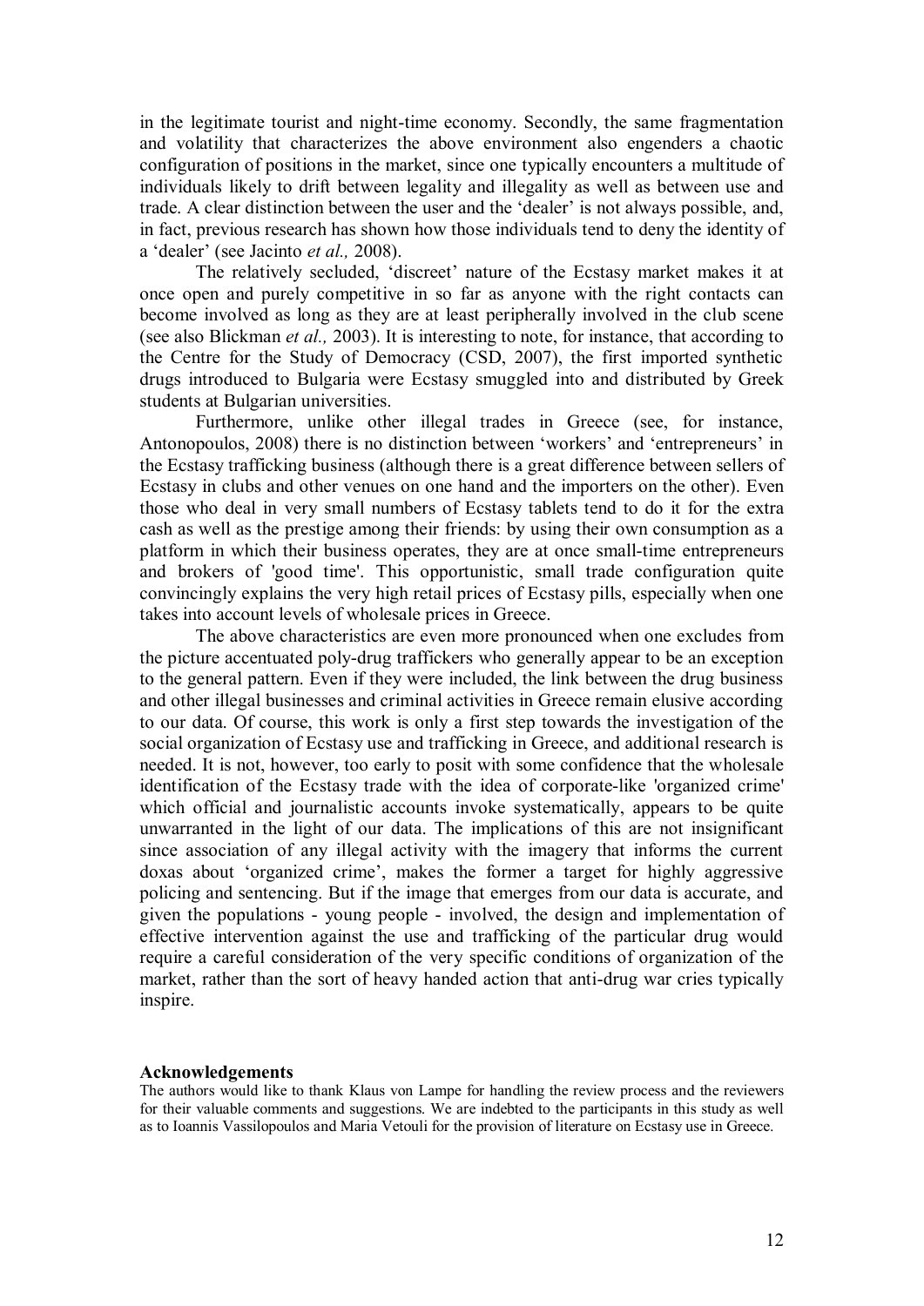in the legitimate tourist and night-time economy. Secondly, the same fragmentation and volatility that characterizes the above environment also engenders a chaotic configuration of positions in the market, since one typically encounters a multitude of individuals likely to drift between legality and illegality as well as between use and trade. A clear distinction between the user and the 'dealer' is not always possible, and, in fact, previous research has shown how those individuals tend to deny the identity of a 'dealer' (see Jacinto *et al.,* 2008).

The relatively secluded, 'discreet' nature of the Ecstasy market makes it at once open and purely competitive in so far as anyone with the right contacts can become involved as long as they are at least peripherally involved in the club scene (see also Blickman *et al.,* 2003). It is interesting to note, for instance, that according to the Centre for the Study of Democracy (CSD, 2007), the first imported synthetic drugs introduced to Bulgaria were Ecstasy smuggled into and distributed by Greek students at Bulgarian universities.

Furthermore, unlike other illegal trades in Greece (see, for instance, Antonopoulos, 2008) there is no distinction between 'workers' and 'entrepreneurs' in the Ecstasy trafficking business (although there is a great difference between sellers of Ecstasy in clubs and other venues on one hand and the importers on the other). Even those who deal in very small numbers of Ecstasy tablets tend to do it for the extra cash as well as the prestige among their friends: by using their own consumption as a platform in which their business operates, they are at once small-time entrepreneurs and brokers of 'good time'. This opportunistic, small trade configuration quite convincingly explains the very high retail prices of Ecstasy pills, especially when one takes into account levels of wholesale prices in Greece.

The above characteristics are even more pronounced when one excludes from the picture accentuated poly-drug traffickers who generally appear to be an exception to the general pattern. Even if they were included, the link between the drug business and other illegal businesses and criminal activities in Greece remain elusive according to our data. Of course, this work is only a first step towards the investigation of the social organization of Ecstasy use and trafficking in Greece, and additional research is needed. It is not, however, too early to posit with some confidence that the wholesale identification of the Ecstasy trade with the idea of corporate-like 'organized crime' which official and journalistic accounts invoke systematically, appears to be quite unwarranted in the light of our data. The implications of this are not insignificant since association of any illegal activity with the imagery that informs the current doxas about 'organized crime', makes the former a target for highly aggressive policing and sentencing. But if the image that emerges from our data is accurate, and given the populations - young people - involved, the design and implementation of effective intervention against the use and trafficking of the particular drug would require a careful consideration of the very specific conditions of organization of the market, rather than the sort of heavy handed action that anti-drug war cries typically inspire.

**Acknowledgements**

The authors would like to thank Klaus von Lampe for handling the review process and the reviewers for their valuable comments and suggestions. We are indebted to the participants in this study as well as to Ioannis Vassilopoulos and Maria Vetouli for the provision of literature on Ecstasy use in Greece.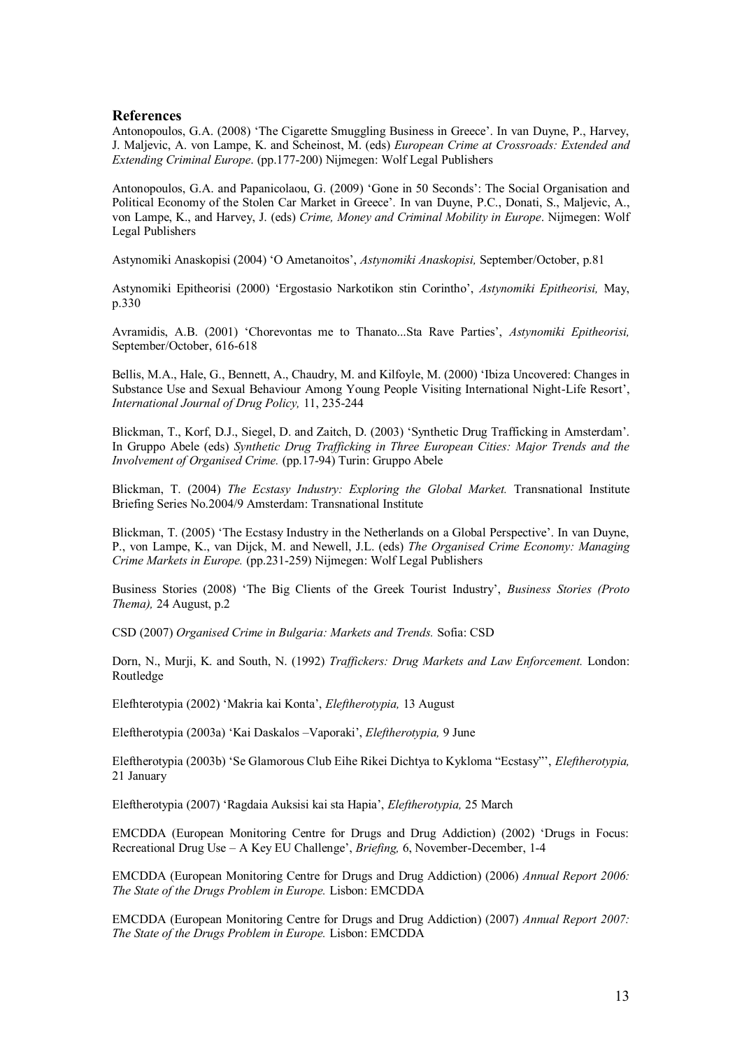## References

Antonopoulos, G.A. (2008) 'The Cigarette Smuggling Business in Greece'. In van Duyne, P., Harvey, J. Maljevic, A. von Lampe, K. and Scheinost, M. (eds) *European Crime at Crossroads: Extended and Extending Criminal Europe*. (pp.177-200) Nijmegen: Wolf Legal Publishers

Antonopoulos, G.A. and Papanicolaou, G. (2009) 'Gone in 50 Seconds': The Social Organisation and Political Economy of the Stolen Car Market in Greece'. In van Duyne, P.C., Donati, S., Maljevic, A., von Lampe, K., and Harvey, J. (eds) *Crime, Money and Criminal Mobility in Europe*. Nijmegen: Wolf Legal Publishers

Astynomiki Anaskopisi (2004) 'O Ametanoitos', *Astynomiki Anaskopisi,* September/October, p.81

Astynomiki Epitheorisi (2000) 'Ergostasio Narkotikon stin Corintho', *Astynomiki Epitheorisi,* May, p.330

Avramidis, A.B. (2001) 'Chorevontas me to Thanato...Sta Rave Parties', *Astynomiki Epitheorisi,* September/October, 616-618

Bellis, M.A., Hale, G., Bennett, A., Chaudry, M. and Kilfoyle, M. (2000) 'Ibiza Uncovered: Changes in Substance Use and Sexual Behaviour Among Young People Visiting International Night-Life Resort', *International Journal of Drug Policy,* 11, 235-244

Blickman, T., Korf, D.J., Siegel, D. and Zaitch, D. (2003) 'Synthetic Drug Trafficking in Amsterdam'. In Gruppo Abele (eds) *Synthetic Drug Trafficking in Three European Cities: Major Trends and the Involvement of Organised Crime.* (pp.17-94) Turin: Gruppo Abele

Blickman, T. (2004) *The Ecstasy Industry: Exploring the Global Market.* Transnational Institute Briefing Series No.2004/9 Amsterdam: Transnational Institute

Blickman, T. (2005) 'The Ecstasy Industry in the Netherlands on a Global Perspective'. In van Duyne, P., von Lampe, K., van Dijck, M. and Newell, J.L. (eds) *The Organised Crime Economy: Managing Crime Markets in Europe.* (pp.231-259) Nijmegen: Wolf Legal Publishers

Business Stories (2008) 'The Big Clients of the Greek Tourist Industry', *Business Stories (Proto Thema),* 24 August, p.2

CSD (2007) *Organised Crime in Bulgaria: Markets and Trends.* Sofia: CSD

Dorn, N., Murji, K. and South, N. (1992) *Traffickers: Drug Markets and Law Enforcement.* London: Routledge

Elefhterotypia (2002) 'Makria kai Konta', *Eleftherotypia,* 13 August

Eleftherotypia (2003a) 'Kai Daskalos –Vaporaki', *Eleftherotypia,* 9 June

Eleftherotypia (2003b) 'Se Glamorous Club Eihe Rikei Dichtya to Kykloma "Ecstasy"', *Eleftherotypia,* 21 January

Eleftherotypia (2007) 'Ragdaia Auksisi kai sta Hapia', *Eleftherotypia,* 25 March

EMCDDA (European Monitoring Centre for Drugs and Drug Addiction) (2002) 'Drugs in Focus: Recreational Drug Use – A Key EU Challenge', *Briefing,* 6, November-December, 1-4

EMCDDA (European Monitoring Centre for Drugs and Drug Addiction) (2006) *Annual Report 2006: The State of the Drugs Problem in Europe.* Lisbon: EMCDDA

EMCDDA (European Monitoring Centre for Drugs and Drug Addiction) (2007) *Annual Report 2007: The State of the Drugs Problem in Europe.* Lisbon: EMCDDA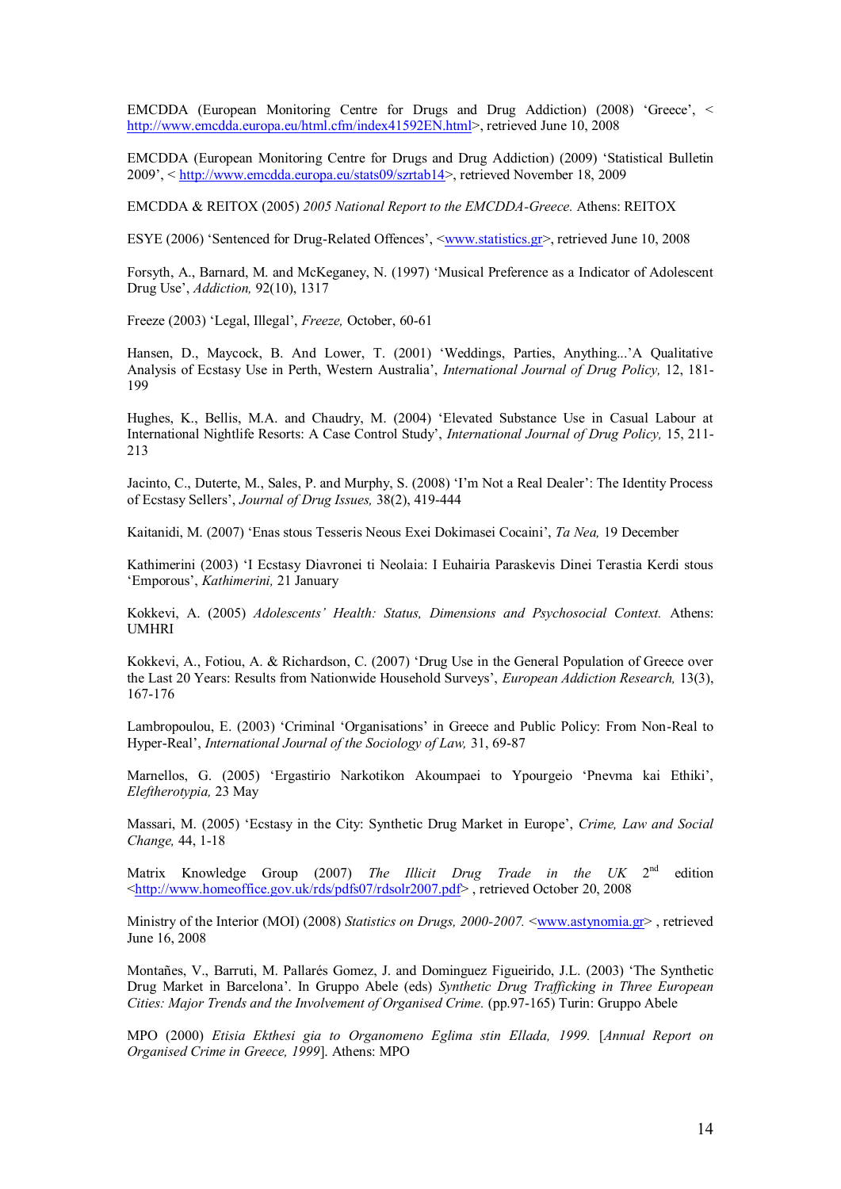EMCDDA (European Monitoring Centre for Drugs and Drug Addiction) (2008) 'Greece', < http://www.emcdda.europa.eu/html.cfm/index41592EN.html>, retrieved June 10, 2008

EMCDDA (European Monitoring Centre for Drugs and Drug Addiction) (2009) 'Statistical Bulletin 2009', < http://www.emcdda.europa.eu/stats09/szrtab14>, retrieved November 18, 2009

EMCDDA & REITOX (2005) *2005 National Report to the EMCDDA-Greece.* Athens: REITOX

ESYE (2006) 'Sentenced for Drug-Related Offences', <www.statistics.gr>, retrieved June 10, 2008

Forsyth, A., Barnard, M. and McKeganey, N. (1997) 'Musical Preference as a Indicator of Adolescent Drug Use', *Addiction,* 92(10), 1317

Freeze (2003) 'Legal, Illegal', *Freeze,* October, 60-61

Hansen, D., Maycock, B. And Lower, T. (2001) 'Weddings, Parties, Anything...'A Qualitative Analysis of Ecstasy Use in Perth, Western Australia', *International Journal of Drug Policy,* 12, 181-199

Hughes, K., Bellis, M.A. and Chaudry, M. (2004) 'Elevated Substance Use in Casual Labour at International Nightlife Resorts: A Case Control Study', *International Journal of Drug Policy,* 15, 211-213

Jacinto, C., Duterte, M., Sales, P. and Murphy, S. (2008) 'I'm Not a Real Dealer': The Identity Process of Ecstasy Sellers', *Journal of Drug Issues,* 38(2), 419-444

Kaitanidi, M. (2007) 'Enas stous Tesseris Neous Exei Dokimasei Cocaini', *Ta Nea,* 19 December

Kathimerini (2003) 'I Ecstasy Diavronei ti Neolaia: I Euhairia Paraskevis Dinei Terastia Kerdi stous 'Emporous', *Kathimerini,* 21 January

Kokkevi, A. (2005) *Adolescents' Health: Status, Dimensions and Psychosocial Context.* Athens: UMHRI

Kokkevi, A., Fotiou, A. & Richardson, C. (2007) 'Drug Use in the General Population of Greece over the Last 20 Years: Results from Nationwide Household Surveys', *European Addiction Research,* 13(3), 167-176

Lambropoulou, E. (2003) 'Criminal 'Organisations' in Greece and Public Policy: From Non-Real to Hyper-Real', *International Journal of the Sociology of Law,* 31, 69-87

Marnellos, G. (2005) 'Ergastirio Narkotikon Akoumpaei to Ypourgeio 'Pnevma kai Ethiki', *Eleftherotypia,* 23 May

Massari, M. (2005) 'Ecstasy in the City: Synthetic Drug Market in Europe', *Crime, Law and Social Change,* 44, 1-18

Matrix Knowledge Group (2007) *The Illicit Drug Trade in the UK* 2nd edition <http://www.homeoffice.gov.uk/rds/pdfs07/rdsolr2007.pdf> , retrieved October 20, 2008

Ministry of the Interior (MOI) (2008) *Statistics on Drugs, 2000-2007.* <www.astynomia.gr> , retrieved June 16, 2008

Montañes, V., Barruti, M. Pallarés Gomez, J. and Dominguez Figueirido, J.L. (2003) 'The Synthetic Drug Market in Barcelona'. In Gruppo Abele (eds) *Synthetic Drug Trafficking in Three European Cities: Major Trends and the Involvement of Organised Crime.* (pp.97-165) Turin: Gruppo Abele

MPO (2000) *Etisia Ekthesi gia to Organomeno Eglima stin Ellada, 1999.* [*Annual Report on Organised Crime in Greece, 1999*]. Athens: MPO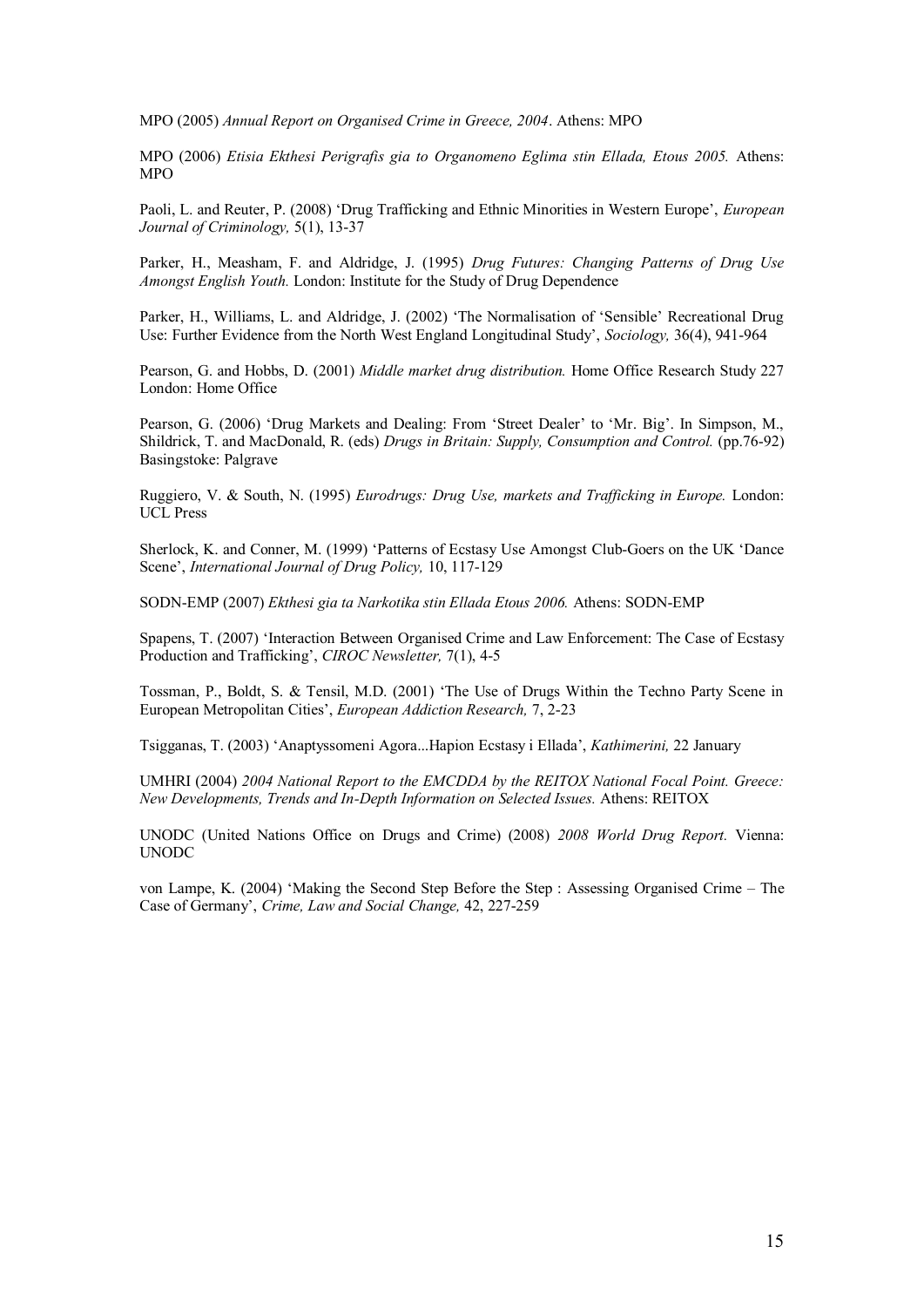MPO (2005) *Annual Report on Organised Crime in Greece, 2004*. Athens: MPO

MPO (2006) *Etisia Ekthesi Perigrafis gia to Organomeno Eglima stin Ellada, Etous 2005.* Athens: MPO

Paoli, L. and Reuter, P. (2008) 'Drug Trafficking and Ethnic Minorities in Western Europe', *European Journal of Criminology,* 5(1), 13-37

Parker, H., Measham, F. and Aldridge, J. (1995) *Drug Futures: Changing Patterns of Drug Use Amongst English Youth.* London: Institute for the Study of Drug Dependence

Parker, H., Williams, L. and Aldridge, J. (2002) 'The Normalisation of 'Sensible' Recreational Drug Use: Further Evidence from the North West England Longitudinal Study', *Sociology,* 36(4), 941-964

Pearson, G. and Hobbs, D. (2001) *Middle market drug distribution.* Home Office Research Study 227 London: Home Office

Pearson, G. (2006) 'Drug Markets and Dealing: From 'Street Dealer' to 'Mr. Big'. In Simpson, M., Shildrick, T. and MacDonald, R. (eds) *Drugs in Britain: Supply, Consumption and Control.* (pp.76-92) Basingstoke: Palgrave

Ruggiero, V. & South, N. (1995) *Eurodrugs: Drug Use, markets and Trafficking in Europe.* London: UCL Press

Sherlock, K. and Conner, M. (1999) 'Patterns of Ecstasy Use Amongst Club-Goers on the UK 'Dance Scene', *International Journal of Drug Policy,* 10, 117-129

SODN-EMP (2007) *Ekthesi gia ta Narkotika stin Ellada Etous 2006.* Athens: SODN-EMP

Spapens, T. (2007) 'Interaction Between Organised Crime and Law Enforcement: The Case of Ecstasy Production and Trafficking', *CIROC Newsletter,* 7(1), 4-5

Tossman, P., Boldt, S. & Tensil, M.D. (2001) 'The Use of Drugs Within the Techno Party Scene in European Metropolitan Cities', *European Addiction Research,* 7, 2-23

Tsigganas, T. (2003) 'Anaptyssomeni Agora...Hapion Ecstasy i Ellada', *Kathimerini,* 22 January

UMHRI (2004) *2004 National Report to the EMCDDA by the REITOX National Focal Point. Greece: New Developments, Trends and In-Depth Information on Selected Issues.* Athens: REITOX

UNODC (United Nations Office on Drugs and Crime) (2008) *2008 World Drug Report.* Vienna: UNODC

von Lampe, K. (2004) 'Making the Second Step Before the Step : Assessing Organised Crime – The Case of Germany', *Crime, Law and Social Change,* 42, 227-259